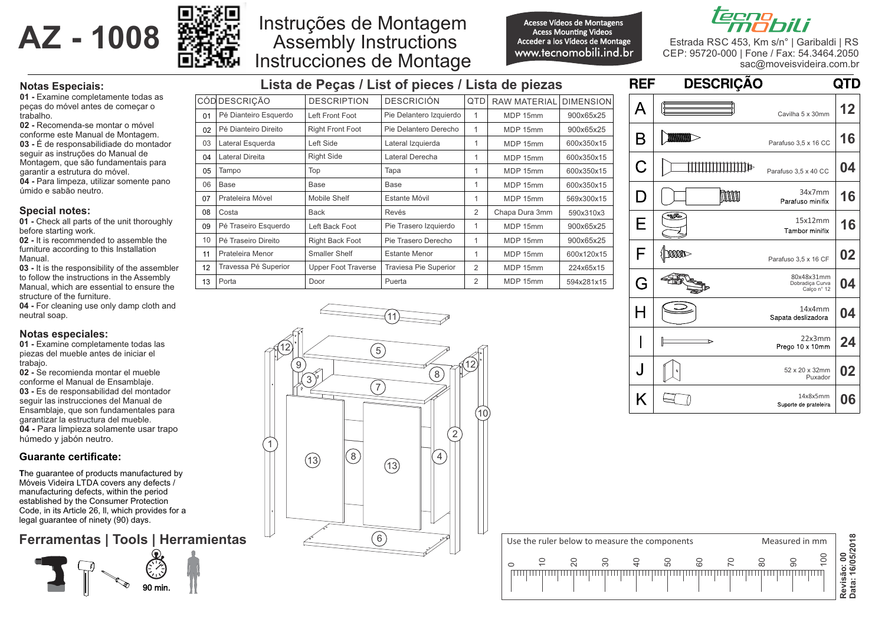# AZ - 1008

# Instruções de Montagem
# Assembly Instructions
# Instrucciones de Montage

Acesse Vídeos de Montagens
Acess Mounting Videos
Acceder a los Vídeos de Montage
www.tecnomobili.ind.br

tecno mobili

Estrada RSC 453, Km s/n° | Garibaldi | RS
CEP: 95720-000 | Fone / Fax: 54.3464.2050
sac@moveisvideira.com.br

## Notas Especiais:

**01 -** Examine completamente todas as peças do móvel antes de começar o trabalho.
**02 -** Recomenda-se montar o móvel conforme este Manual de Montagem.
**03 -** É de responsabilidiade do montador seguir as instruções do Manual de Montagem, que são fundamentais para garantir a estrutura do móvel.
**04 -** Para limpeza, utilizar somente pano úmido e sabão neutro.

## Special notes:

**01 -** Check all parts of the unit thoroughly before starting work.
**02 -** It is recommended to assemble the furniture according to this Installation Manual.
**03 -** It is the responsibility of the assembler to follow the instructions in the Assembly Manual, which are essential to ensure the structure of the furniture.
**04 -** For cleaning use only damp cloth and neutral soap.

## Notas especiales:

**01 -** Examine completamente todas las piezas del mueble antes de iniciar el trabajo.
**02 -** Se recomienda montar el mueble conforme el Manual de Ensamblaje.
**03 -** Es de responsabilidad del montador seguir las instrucciones del Manual de Ensamblaje, que son fundamentales para garantizar la estructura del mueble.
**04 -** Para limpieza solamente usar trapo húmedo y jabón neutro.

## Guarante certificate:

The guarantee of products manufactured by Móveis Videira LTDA covers any defects / manufacturing defects, within the period established by the Consumer Protection Code, in its Article 26, II, which provides for a legal guarantee of ninety (90) days.

## Ferramentas | Tools | Herramientas

90 min.

## Lista de Peças / List of pieces / Lista de piezas

| CÓD | DESCRIÇÃO | DESCRIPTION | DESCRICIÓN | QTD | RAW MATERIAL | DIMENSION |
|---|---|---|---|---|---|---|
| 01 | Pé Dianteiro Esquerdo | Left Front Foot | Pie Delantero Izquierdo | 1 | MDP 15mm | 900x65x25 |
| 02 | Pé Dianteiro Direito | Right Front Foot | Pie Delantero Derecho | 1 | MDP 15mm | 900x65x25 |
| 03 | Lateral Esquerda | Left Side | Lateral Izquierda | 1 | MDP 15mm | 600x350x15 |
| 04 | Lateral Direita | Right Side | Lateral Derecha | 1 | MDP 15mm | 600x350x15 |
| 05 | Tampo | Top | Tapa | 1 | MDP 15mm | 600x350x15 |
| 06 | Base | Base | Base | 1 | MDP 15mm | 600x350x15 |
| 07 | Prateleira Móvel | Mobile Shelf | Estante Móvil | 1 | MDP 15mm | 569x300x15 |
| 08 | Costa | Back | Revés | 2 | Chapa Dura 3mm | 590x310x3 |
| 09 | Pé Traseiro Esquerdo | Left Back Foot | Pie Trasero Izquierdo | 1 | MDP 15mm | 900x65x25 |
| 10 | Pé Traseiro Direito | Right Back Foot | Pie Trasero Derecho | 1 | MDP 15mm | 900x65x25 |
| 11 | Prateleira Menor | Smaller Shelf | Estante Menor | 1 | MDP 15mm | 600x120x15 |
| 12 | Travessa Pé Superior | Upper Foot Traverse | Traviesa Pie Superior | 2 | MDP 15mm | 224x65x15 |
| 13 | Porta | Door | Puerta | 2 | MDP 15mm | 594x281x15 |

| REF | DESCRIÇÃO | QTD |
|---|---|---|
| A | Cavilha 5 x 30mm | 12 |
| B | Parafuso 3,5 x 16 CC | 16 |
| C | Parafuso 3,5 x 40 CC | 04 |
| D | 34x7mm Parafuso minifix | 16 |
| E | 15x12mm Tambor minifix | 16 |
| F | Parafuso 3,5 x 16 CF | 02 |
| G | 80x48x31mm Dobradiça Curva Calço n° 12 | 04 |
| H | 14x4mm Sapata deslizadora | 04 |
| I | 22x3mm Prego 10 x 10mm | 24 |
| J | 52 x 20 x 32mm Puxador | 02 |
| K | 14x8x5mm Suporte de prateleira | 06 |

Use the ruler below to measure the components — Measured in mm

Revisão: 00
Data: 16/05/2018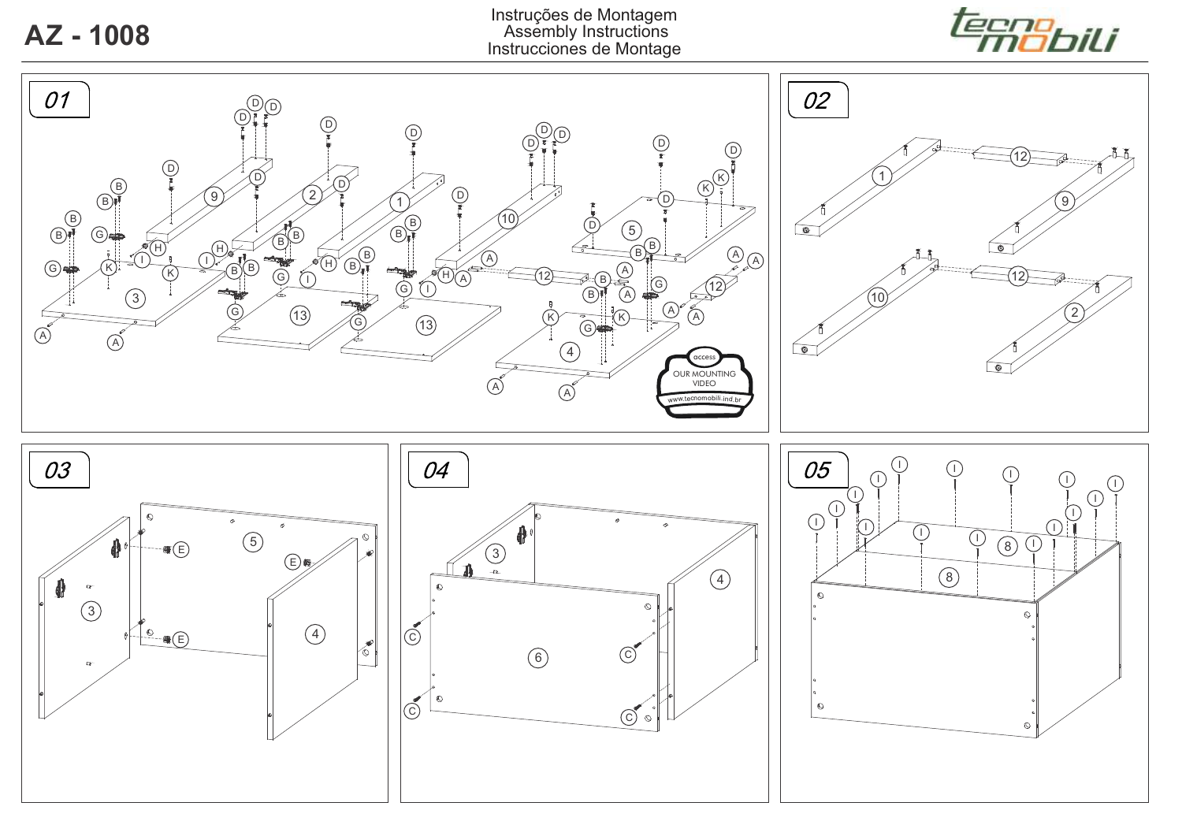# AZ - 1008

Instruções de Montagem
Assembly Instructions
Instrucciones de Montage

tecno mobili

## 01

access
OUR MOUNTING VIDEO
www.tecnomobili.ind.br

## 02

## 03

## 04

## 05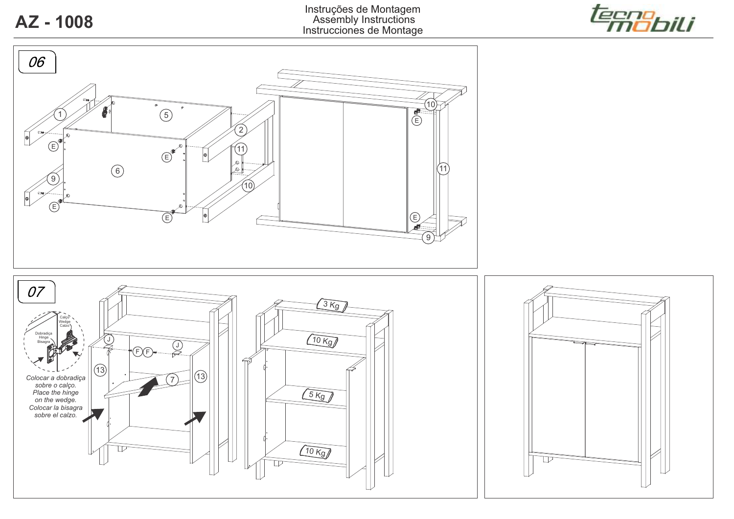# AZ - 1008

Instruções de Montagem
Assembly Instructions
Instrucciones de Montage

tecno mobili

## 06

1, 2, 5, 6, 9, 10, 11, E

## 07

Calço
Wedge
Calzo

Dobradiça
Hinge
Bisagra

*Colocar a dobradiça sobre o calço.*
*Place the hinge on the wedge.*
*Colocar la bisagra sobre el calzo.*

J, F, 7, 13

3 Kg

10 Kg

5 Kg

10 Kg